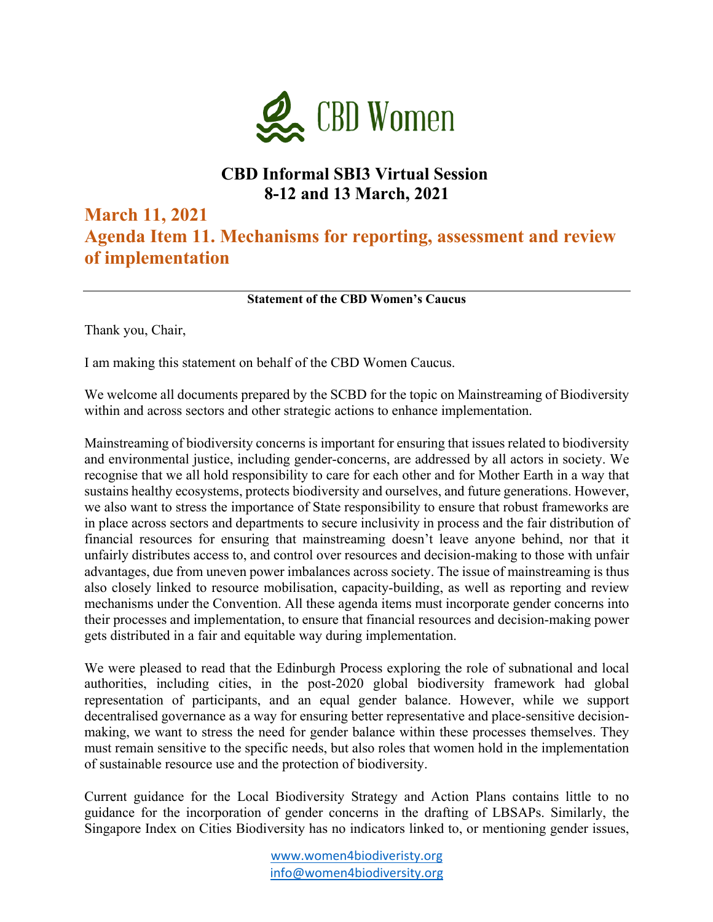CBD Women

## CBD Informal SBI3 Virtual Session
## 8-12 and 13 March, 2021

# March 11, 2021
# Agenda Item 11. Mechanisms for reporting, assessment and review of implementation

---

**Statement of the CBD Women's Caucus**

Thank you, Chair,

I am making this statement on behalf of the CBD Women Caucus.

We welcome all documents prepared by the SCBD for the topic on Mainstreaming of Biodiversity within and across sectors and other strategic actions to enhance implementation.

Mainstreaming of biodiversity concerns is important for ensuring that issues related to biodiversity and environmental justice, including gender-concerns, are addressed by all actors in society. We recognise that we all hold responsibility to care for each other and for Mother Earth in a way that sustains healthy ecosystems, protects biodiversity and ourselves, and future generations. However, we also want to stress the importance of State responsibility to ensure that robust frameworks are in place across sectors and departments to secure inclusivity in process and the fair distribution of financial resources for ensuring that mainstreaming doesn't leave anyone behind, nor that it unfairly distributes access to, and control over resources and decision-making to those with unfair advantages, due from uneven power imbalances across society. The issue of mainstreaming is thus also closely linked to resource mobilisation, capacity-building, as well as reporting and review mechanisms under the Convention. All these agenda items must incorporate gender concerns into their processes and implementation, to ensure that financial resources and decision-making power gets distributed in a fair and equitable way during implementation.

We were pleased to read that the Edinburgh Process exploring the role of subnational and local authorities, including cities, in the post-2020 global biodiversity framework had global representation of participants, and an equal gender balance. However, while we support decentralised governance as a way for ensuring better representative and place-sensitive decision-making, we want to stress the need for gender balance within these processes themselves. They must remain sensitive to the specific needs, but also roles that women hold in the implementation of sustainable resource use and the protection of biodiversity.

Current guidance for the Local Biodiversity Strategy and Action Plans contains little to no guidance for the incorporation of gender concerns in the drafting of LBSAPs. Similarly, the Singapore Index on Cities Biodiversity has no indicators linked to, or mentioning gender issues,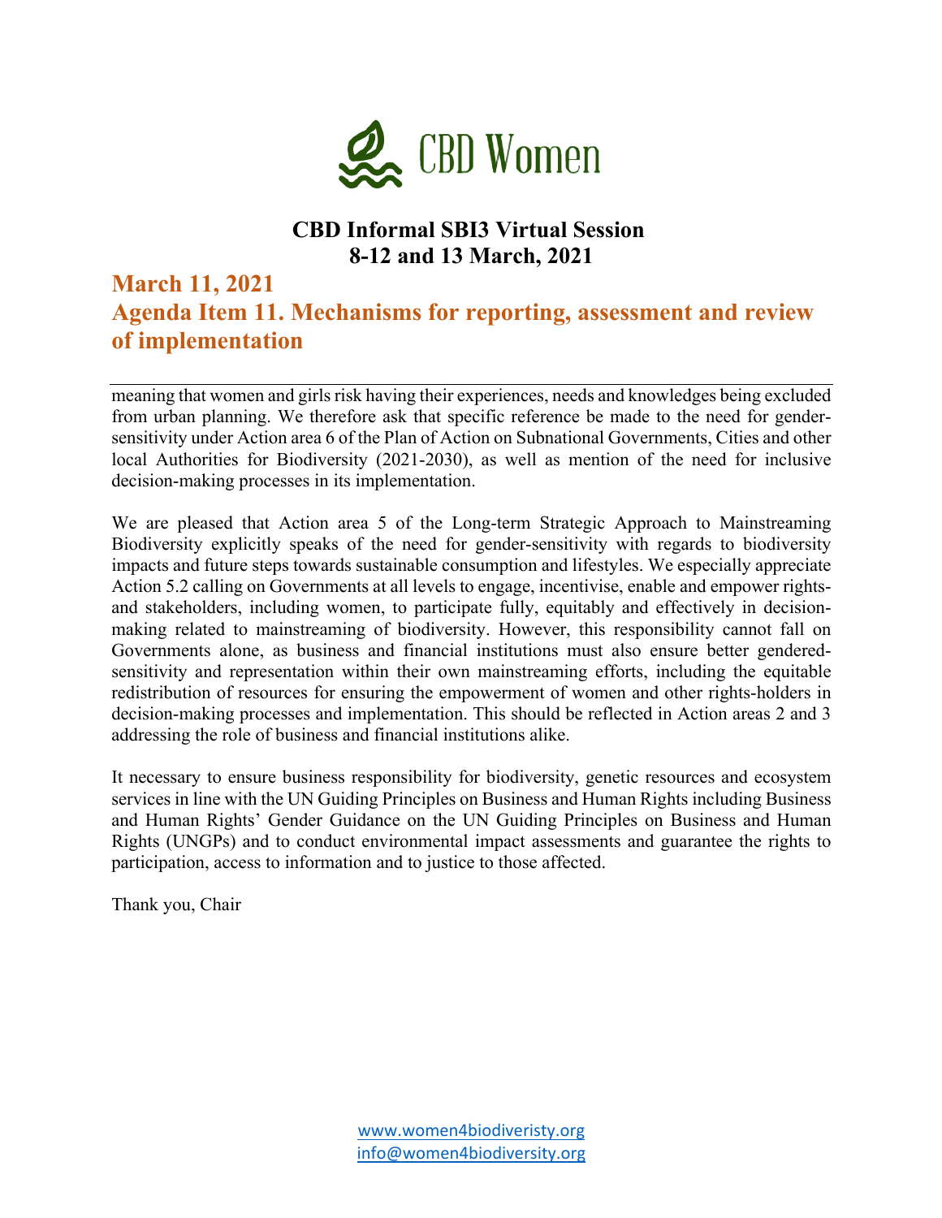# CBD Women

## CBD Informal SBI3 Virtual Session
## 8-12 and 13 March, 2021

## March 11, 2021
## Agenda Item 11. Mechanisms for reporting, assessment and review of implementation

---

meaning that women and girls risk having their experiences, needs and knowledges being excluded from urban planning. We therefore ask that specific reference be made to the need for gender-sensitivity under Action area 6 of the Plan of Action on Subnational Governments, Cities and other local Authorities for Biodiversity (2021-2030), as well as mention of the need for inclusive decision-making processes in its implementation.

We are pleased that Action area 5 of the Long-term Strategic Approach to Mainstreaming Biodiversity explicitly speaks of the need for gender-sensitivity with regards to biodiversity impacts and future steps towards sustainable consumption and lifestyles. We especially appreciate Action 5.2 calling on Governments at all levels to engage, incentivise, enable and empower rights- and stakeholders, including women, to participate fully, equitably and effectively in decision-making related to mainstreaming of biodiversity. However, this responsibility cannot fall on Governments alone, as business and financial institutions must also ensure better gendered-sensitivity and representation within their own mainstreaming efforts, including the equitable redistribution of resources for ensuring the empowerment of women and other rights-holders in decision-making processes and implementation. This should be reflected in Action areas 2 and 3 addressing the role of business and financial institutions alike.

It necessary to ensure business responsibility for biodiversity, genetic resources and ecosystem services in line with the UN Guiding Principles on Business and Human Rights including Business and Human Rights' Gender Guidance on the UN Guiding Principles on Business and Human Rights (UNGPs) and to conduct environmental impact assessments and guarantee the rights to participation, access to information and to justice to those affected.

Thank you, Chair

www.women4biodiveristy.org
info@women4biodiversity.org